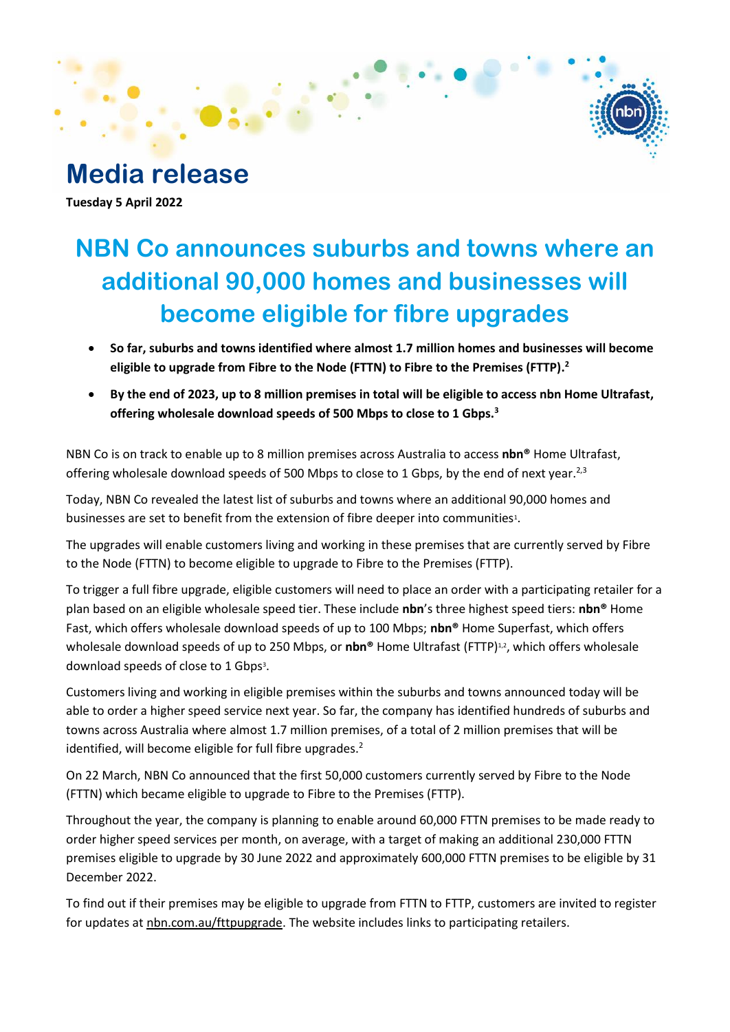# Media release

**Tuesday 5 April 2022**

# NBN Co announces suburbs and towns where an additional 90,000 homes and businesses will become eligible for fibre upgrades

- **So far, suburbs and towns identified where almost 1.7 million homes and businesses will become eligible to upgrade from Fibre to the Node (FTTN) to Fibre to the Premises (FTTP).[2]**
- **By the end of 2023, up to 8 million premises in total will be eligible to access nbn Home Ultrafast, offering wholesale download speeds of 500 Mbps to close to 1 Gbps.[3]**

NBN Co is on track to enable up to 8 million premises across Australia to access **nbn®** Home Ultrafast, offering wholesale download speeds of 500 Mbps to close to 1 Gbps, by the end of next year.[2,3]

Today, NBN Co revealed the latest list of suburbs and towns where an additional 90,000 homes and businesses are set to benefit from the extension of fibre deeper into communities[1].

The upgrades will enable customers living and working in these premises that are currently served by Fibre to the Node (FTTN) to become eligible to upgrade to Fibre to the Premises (FTTP).

To trigger a full fibre upgrade, eligible customers will need to place an order with a participating retailer for a plan based on an eligible wholesale speed tier. These include **nbn**'s three highest speed tiers: **nbn®** Home Fast, which offers wholesale download speeds of up to 100 Mbps; **nbn®** Home Superfast, which offers wholesale download speeds of up to 250 Mbps, or **nbn®** Home Ultrafast (FTTP)[1,2], which offers wholesale download speeds of close to 1 Gbps[3].

Customers living and working in eligible premises within the suburbs and towns announced today will be able to order a higher speed service next year. So far, the company has identified hundreds of suburbs and towns across Australia where almost 1.7 million premises, of a total of 2 million premises that will be identified, will become eligible for full fibre upgrades.[2]

On 22 March, NBN Co announced that the first 50,000 customers currently served by Fibre to the Node (FTTN) which became eligible to upgrade to Fibre to the Premises (FTTP).

Throughout the year, the company is planning to enable around 60,000 FTTN premises to be made ready to order higher speed services per month, on average, with a target of making an additional 230,000 FTTN premises eligible to upgrade by 30 June 2022 and approximately 600,000 FTTN premises to be eligible by 31 December 2022.

To find out if their premises may be eligible to upgrade from FTTN to FTTP, customers are invited to register for updates at nbn.com.au/fttpupgrade. The website includes links to participating retailers.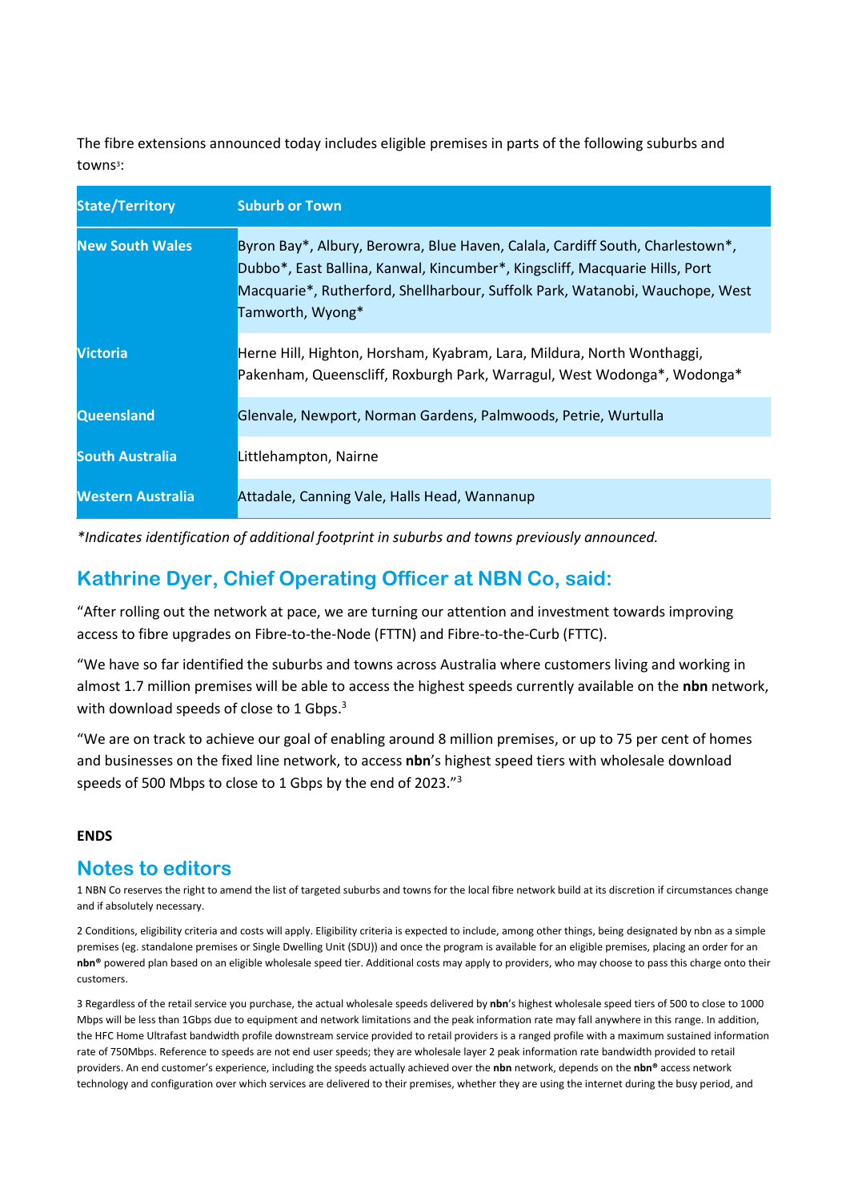The fibre extensions announced today includes eligible premises in parts of the following suburbs and towns[3]:

| State/Territory | Suburb or Town |
|---|---|
| **New South Wales** | Byron Bay*, Albury, Berowra, Blue Haven, Calala, Cardiff South, Charlestown*, Dubbo*, East Ballina, Kanwal, Kincumber*, Kingscliff, Macquarie Hills, Port Macquarie*, Rutherford, Shellharbour, Suffolk Park, Watanobi, Wauchope, West Tamworth, Wyong* |
| **Victoria** | Herne Hill, Highton, Horsham, Kyabram, Lara, Mildura, North Wonthaggi, Pakenham, Queenscliff, Roxburgh Park, Warragul, West Wodonga*, Wodonga* |
| **Queensland** | Glenvale, Newport, Norman Gardens, Palmwoods, Petrie, Wurtulla |
| **South Australia** | Littlehampton, Nairne |
| **Western Australia** | Attadale, Canning Vale, Halls Head, Wannanup |

*\*Indicates identification of additional footprint in suburbs and towns previously announced.*

## Kathrine Dyer, Chief Operating Officer at NBN Co, said:

"After rolling out the network at pace, we are turning our attention and investment towards improving access to fibre upgrades on Fibre-to-the-Node (FTTN) and Fibre-to-the-Curb (FTTC).

"We have so far identified the suburbs and towns across Australia where customers living and working in almost 1.7 million premises will be able to access the highest speeds currently available on the **nbn** network, with download speeds of close to 1 Gbps.[3]

"We are on track to achieve our goal of enabling around 8 million premises, or up to 75 per cent of homes and businesses on the fixed line network, to access **nbn**'s highest speed tiers with wholesale download speeds of 500 Mbps to close to 1 Gbps by the end of 2023."[3]

**ENDS**

## Notes to editors

1 NBN Co reserves the right to amend the list of targeted suburbs and towns for the local fibre network build at its discretion if circumstances change and if absolutely necessary.

2 Conditions, eligibility criteria and costs will apply. Eligibility criteria is expected to include, among other things, being designated by nbn as a simple premises (eg. standalone premises or Single Dwelling Unit (SDU)) and once the program is available for an eligible premises, placing an order for an **nbn**® powered plan based on an eligible wholesale speed tier. Additional costs may apply to providers, who may choose to pass this charge onto their customers.

3 Regardless of the retail service you purchase, the actual wholesale speeds delivered by **nbn**'s highest wholesale speed tiers of 500 to close to 1000 Mbps will be less than 1Gbps due to equipment and network limitations and the peak information rate may fall anywhere in this range. In addition, the HFC Home Ultrafast bandwidth profile downstream service provided to retail providers is a ranged profile with a maximum sustained information rate of 750Mbps. Reference to speeds are not end user speeds; they are wholesale layer 2 peak information rate bandwidth provided to retail providers. An end customer's experience, including the speeds actually achieved over the **nbn** network, depends on the **nbn**® access network technology and configuration over which services are delivered to their premises, whether they are using the internet during the busy period, and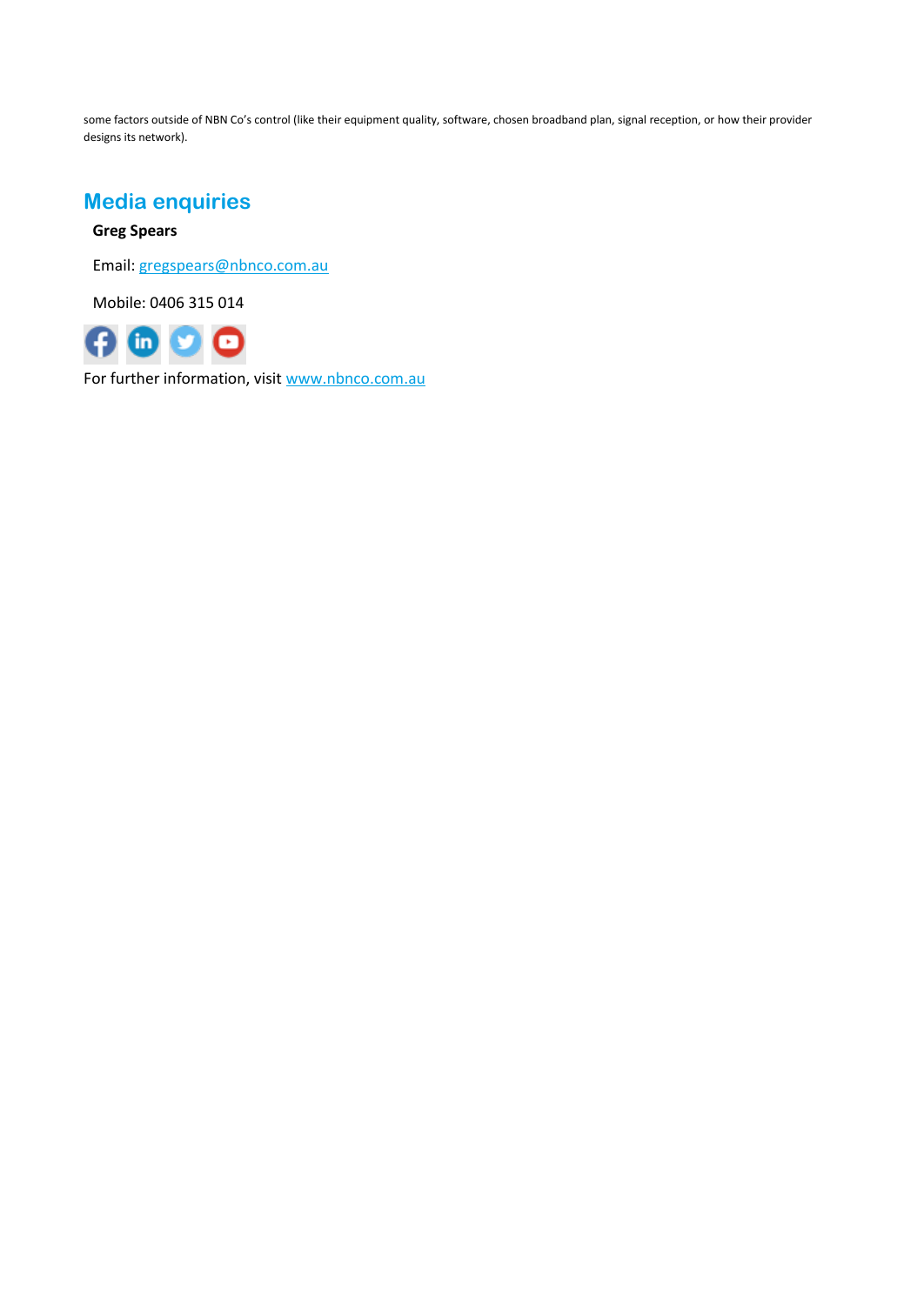some factors outside of NBN Co's control (like their equipment quality, software, chosen broadband plan, signal reception, or how their provider designs its network).

## Media enquiries

**Greg Spears**

Email: gregspears@nbnco.com.au

Mobile: 0406 315 014

For further information, visit www.nbnco.com.au